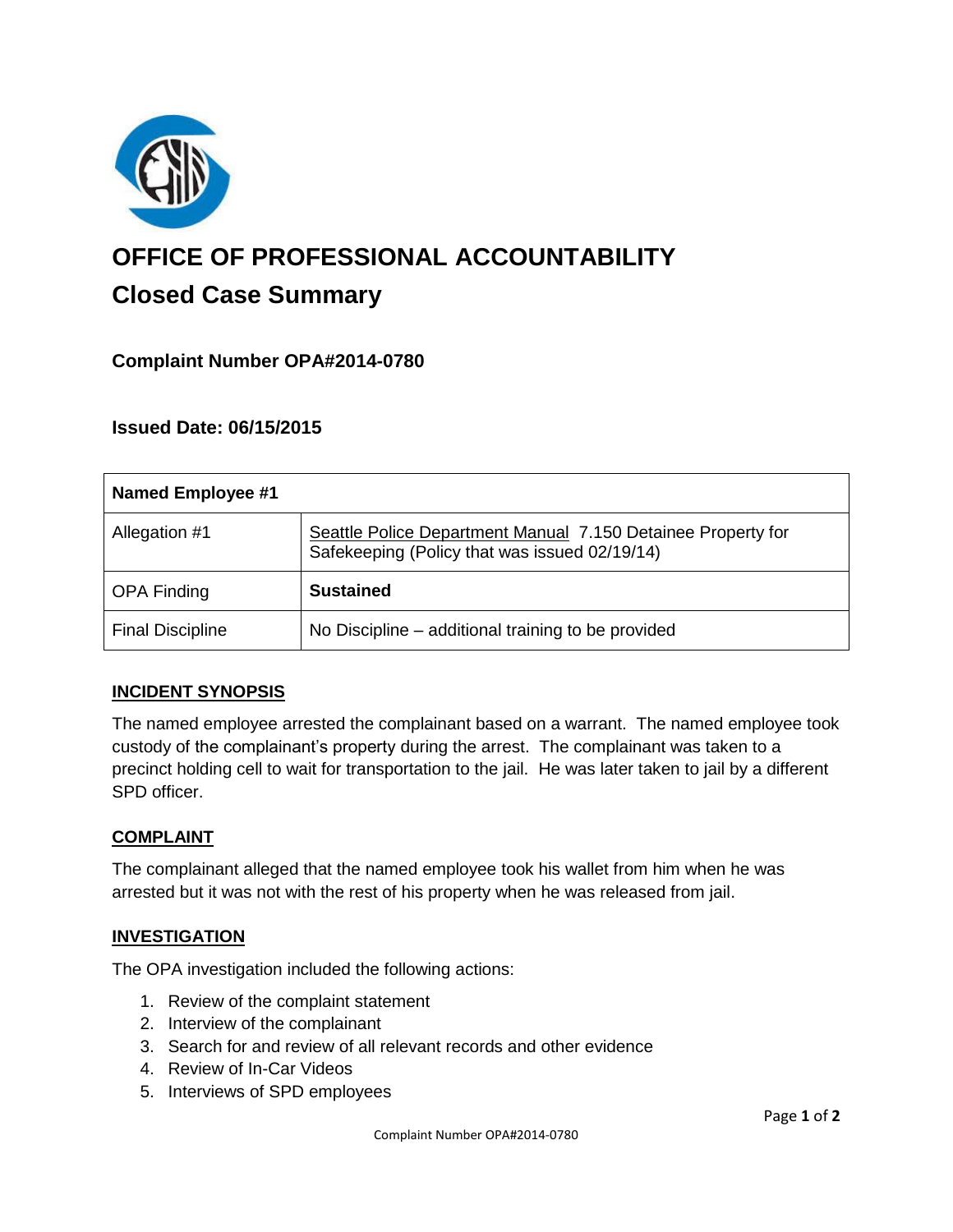# OFFICE OF PROFESSIONAL ACCOUNTABILITY

## Closed Case Summary

### Complaint Number OPA#2014-0780

### Issued Date: 06/15/2015

| **Named Employee #1** | |
|---|---|
| Allegation #1 | Seattle Police Department Manual 7.150 Detainee Property for Safekeeping (Policy that was issued 02/19/14) |
| OPA Finding | **Sustained** |
| Final Discipline | No Discipline – additional training to be provided |

### INCIDENT SYNOPSIS

The named employee arrested the complainant based on a warrant. The named employee took custody of the complainant's property during the arrest. The complainant was taken to a precinct holding cell to wait for transportation to the jail. He was later taken to jail by a different SPD officer.

### COMPLAINT

The complainant alleged that the named employee took his wallet from him when he was arrested but it was not with the rest of his property when he was released from jail.

### INVESTIGATION

The OPA investigation included the following actions:

1. Review of the complaint statement
2. Interview of the complainant
3. Search for and review of all relevant records and other evidence
4. Review of In-Car Videos
5. Interviews of SPD employees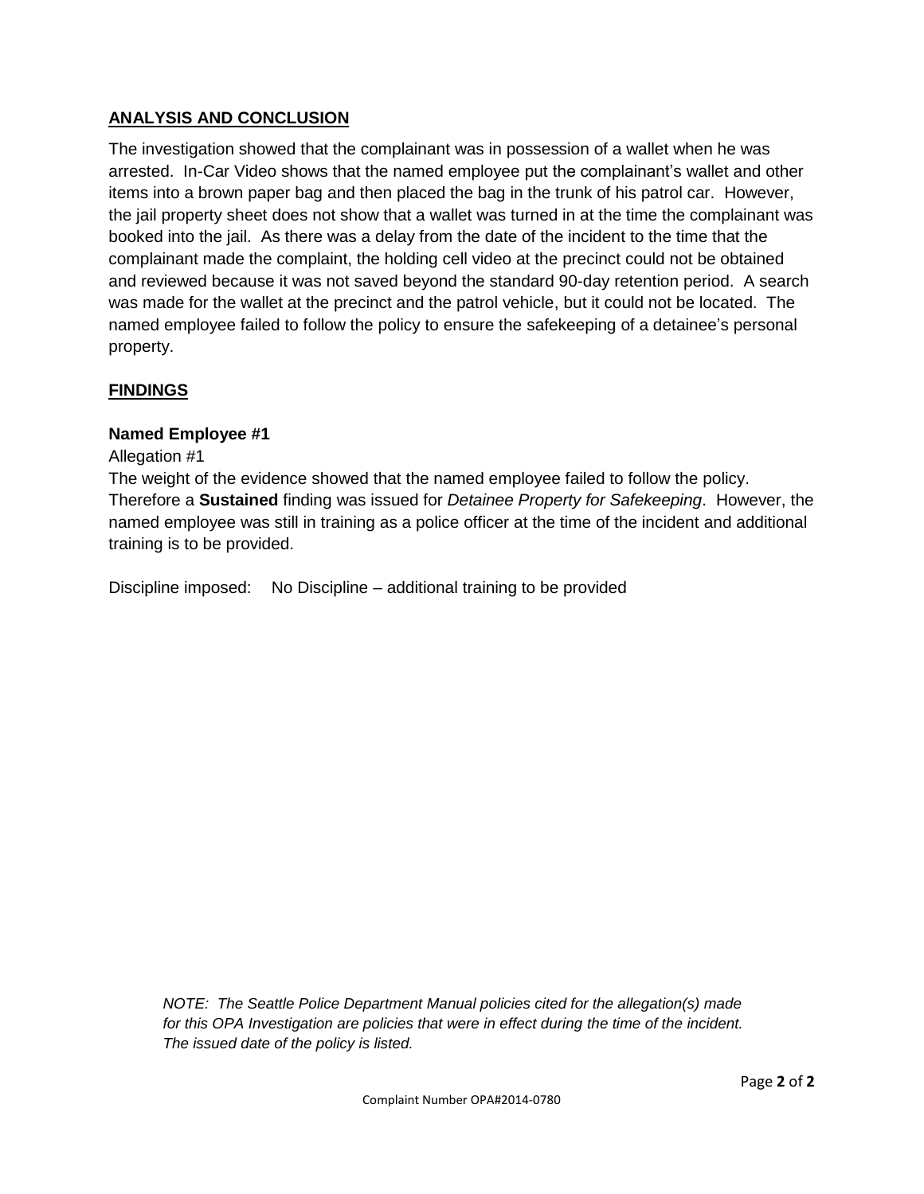## ANALYSIS AND CONCLUSION

The investigation showed that the complainant was in possession of a wallet when he was arrested. In-Car Video shows that the named employee put the complainant's wallet and other items into a brown paper bag and then placed the bag in the trunk of his patrol car. However, the jail property sheet does not show that a wallet was turned in at the time the complainant was booked into the jail. As there was a delay from the date of the incident to the time that the complainant made the complaint, the holding cell video at the precinct could not be obtained and reviewed because it was not saved beyond the standard 90-day retention period. A search was made for the wallet at the precinct and the patrol vehicle, but it could not be located. The named employee failed to follow the policy to ensure the safekeeping of a detainee's personal property.

## FINDINGS

**Named Employee #1**

Allegation #1

The weight of the evidence showed that the named employee failed to follow the policy. Therefore a **Sustained** finding was issued for *Detainee Property for Safekeeping*. However, the named employee was still in training as a police officer at the time of the incident and additional training is to be provided.

Discipline imposed: No Discipline – additional training to be provided

*NOTE: The Seattle Police Department Manual policies cited for the allegation(s) made for this OPA Investigation are policies that were in effect during the time of the incident. The issued date of the policy is listed.*

Complaint Number OPA#2014-0780